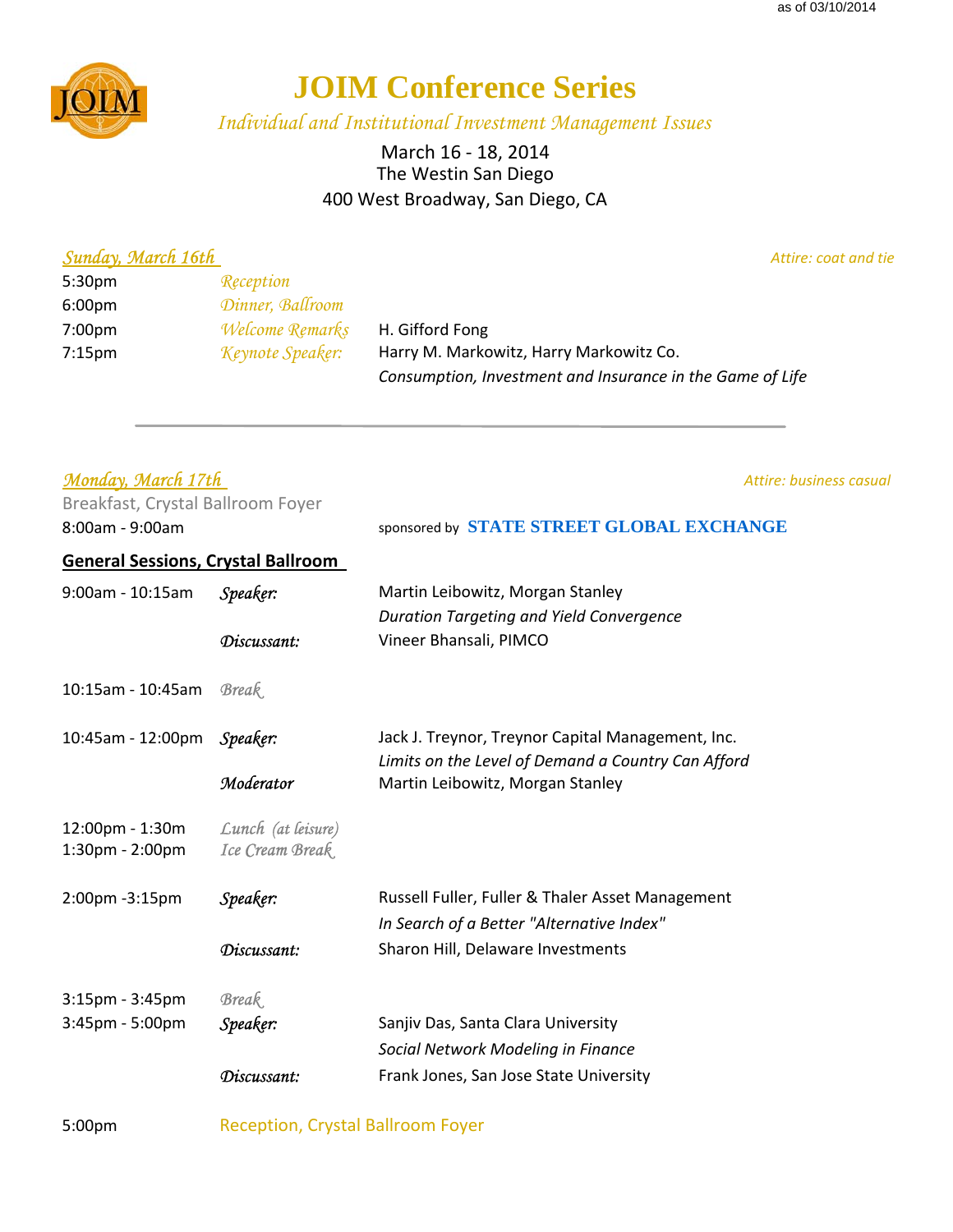as of 03/10/2014

# JOIM Conference Series

*Individual and Institutional Investment Management Issues*

March 16 - 18, 2014
The Westin San Diego
400 West Broadway, San Diego, CA

## *Sunday, March 16th*

*Attire: coat and tie*

| | | |
|---|---|---|
| 5:30pm | *Reception* | |
| 6:00pm | *Dinner, Ballroom* | |
| 7:00pm | *Welcome Remarks* | H. Gifford Fong |
| 7:15pm | *Keynote Speaker:* | Harry M. Markowitz, Harry Markowitz Co. |
| | | *Consumption, Investment and Insurance in the Game of Life* |

---

## *Monday, March 17th*

*Attire: business casual*

Breakfast, Crystal Ballroom Foyer
8:00am - 9:00am — sponsored by **STATE STREET GLOBAL EXCHANGE**

**General Sessions, Crystal Ballroom**

| | | |
|---|---|---|
| 9:00am - 10:15am | *Speaker:* | Martin Leibowitz, Morgan Stanley |
| | | *Duration Targeting and Yield Convergence* |
| | *Discussant:* | Vineer Bhansali, PIMCO |
| 10:15am - 10:45am | *Break* | |
| 10:45am - 12:00pm | *Speaker:* | Jack J. Treynor, Treynor Capital Management, Inc. |
| | | *Limits on the Level of Demand a Country Can Afford* |
| | *Moderator* | Martin Leibowitz, Morgan Stanley |
| 12:00pm - 1:30pm | *Lunch (at leisure)* | |
| 1:30pm - 2:00pm | *Ice Cream Break* | |
| 2:00pm -3:15pm | *Speaker:* | Russell Fuller, Fuller & Thaler Asset Management |
| | | *In Search of a Better "Alternative Index"* |
| | *Discussant:* | Sharon Hill, Delaware Investments |
| 3:15pm - 3:45pm | *Break* | |
| 3:45pm - 5:00pm | *Speaker:* | Sanjiv Das, Santa Clara University |
| | | *Social Network Modeling in Finance* |
| | *Discussant:* | Frank Jones, San Jose State University |
| 5:00pm | Reception, Crystal Ballroom Foyer | |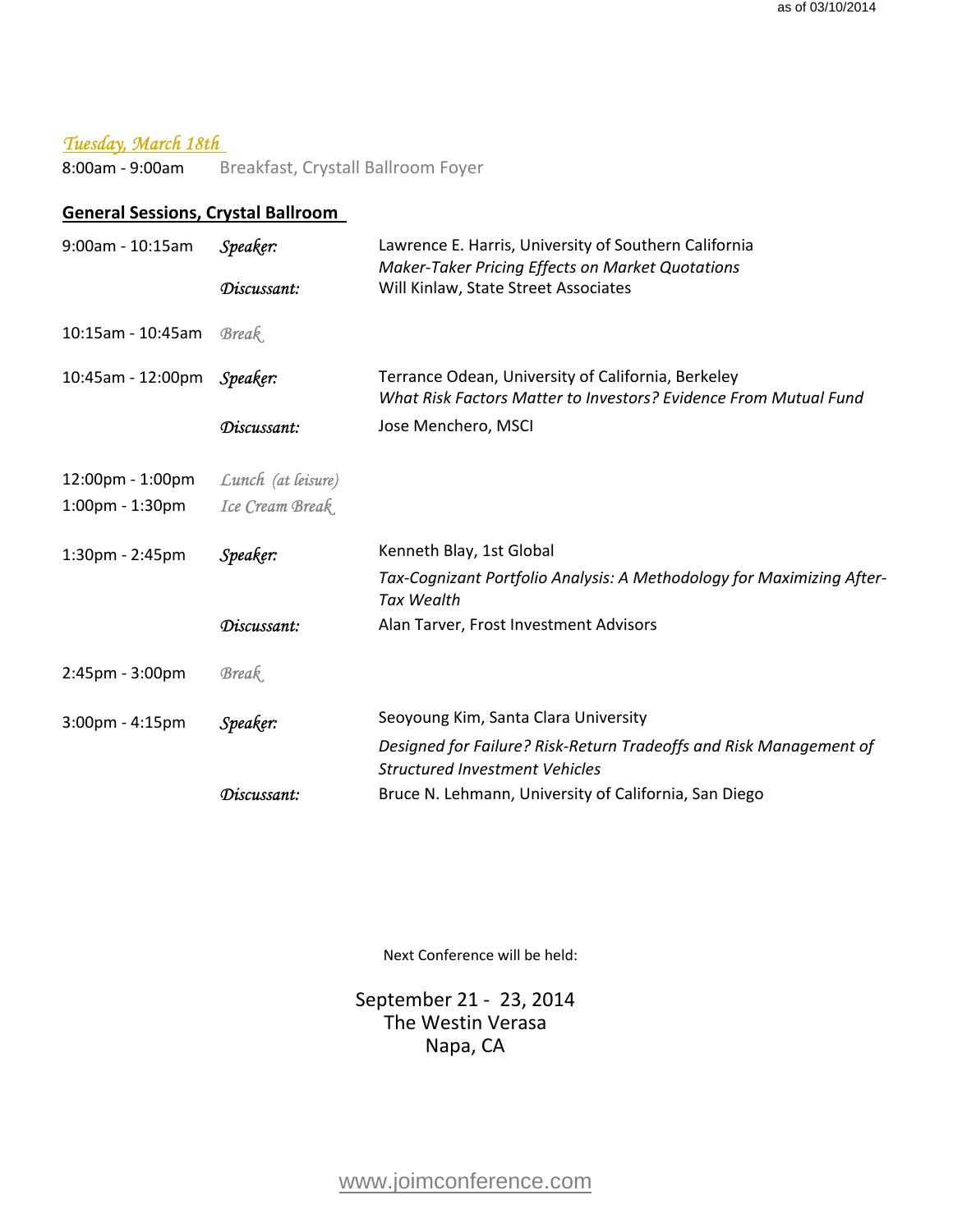as of 03/10/2014

## *Tuesday, March 18th*

8:00am - 9:00am Breakfast, Crystall Ballroom Foyer

### General Sessions, Crystal Ballroom

| | | |
|---|---|---|
| 9:00am - 10:15am | *Speaker:* | Lawrence E. Harris, University of Southern California<br>*Maker-Taker Pricing Effects on Market Quotations* |
| | *Discussant:* | Will Kinlaw, State Street Associates |
| 10:15am - 10:45am | *Break* | |
| 10:45am - 12:00pm | *Speaker:* | Terrance Odean, University of California, Berkeley<br>*What Risk Factors Matter to Investors? Evidence From Mutual Fund* |
| | *Discussant:* | Jose Menchero, MSCI |
| 12:00pm - 1:00pm | *Lunch (at leisure)* | |
| 1:00pm - 1:30pm | *Ice Cream Break* | |
| 1:30pm - 2:45pm | *Speaker:* | Kenneth Blay, 1st Global<br>*Tax-Cognizant Portfolio Analysis: A Methodology for Maximizing After-Tax Wealth* |
| | *Discussant:* | Alan Tarver, Frost Investment Advisors |
| 2:45pm - 3:00pm | *Break* | |
| 3:00pm - 4:15pm | *Speaker:* | Seoyoung Kim, Santa Clara University<br>*Designed for Failure? Risk-Return Tradeoffs and Risk Management of Structured Investment Vehicles* |
| | *Discussant:* | Bruce N. Lehmann, University of California, San Diego |

Next Conference will be held:

September 21 - 23, 2014
The Westin Verasa
Napa, CA

www.joimconference.com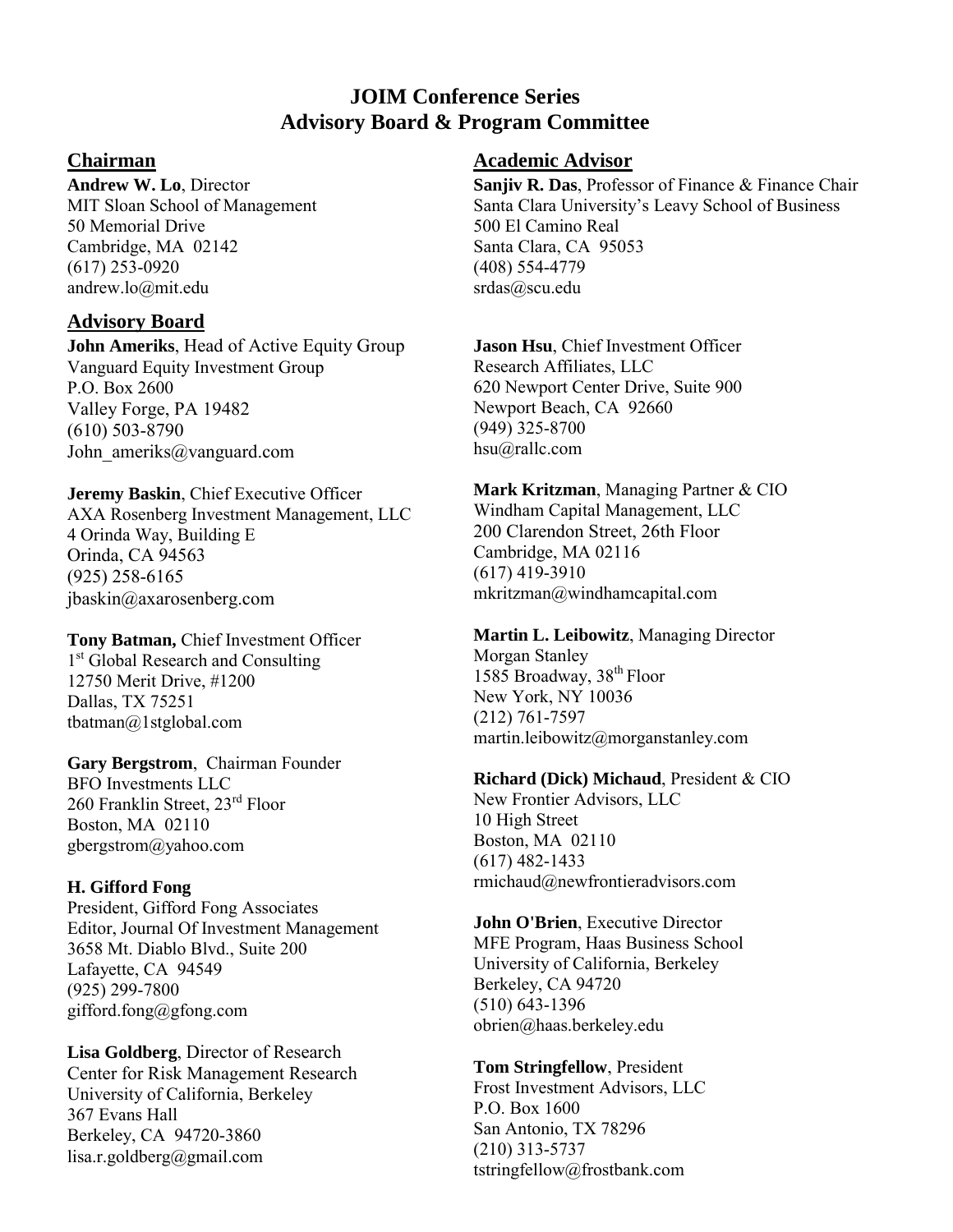# JOIM Conference Series
# Advisory Board & Program Committee

## Chairman

**Andrew W. Lo**, Director
MIT Sloan School of Management
50 Memorial Drive
Cambridge, MA 02142
(617) 253-0920
andrew.lo@mit.edu

## Academic Advisor

**Sanjiv R. Das**, Professor of Finance & Finance Chair
Santa Clara University's Leavy School of Business
500 El Camino Real
Santa Clara, CA 95053
(408) 554-4779
srdas@scu.edu

## Advisory Board

**John Ameriks**, Head of Active Equity Group
Vanguard Equity Investment Group
P.O. Box 2600
Valley Forge, PA 19482
(610) 503-8790
John_ameriks@vanguard.com

**Jeremy Baskin**, Chief Executive Officer
AXA Rosenberg Investment Management, LLC
4 Orinda Way, Building E
Orinda, CA 94563
(925) 258-6165
jbaskin@axarosenberg.com

**Tony Batman,** Chief Investment Officer
1st Global Research and Consulting
12750 Merit Drive, #1200
Dallas, TX 75251
tbatman@1stglobal.com

**Gary Bergstrom**, Chairman Founder
BFO Investments LLC
260 Franklin Street, 23rd Floor
Boston, MA 02110
gbergstrom@yahoo.com

**H. Gifford Fong**
President, Gifford Fong Associates
Editor, Journal Of Investment Management
3658 Mt. Diablo Blvd., Suite 200
Lafayette, CA 94549
(925) 299-7800
gifford.fong@gfong.com

**Lisa Goldberg**, Director of Research
Center for Risk Management Research
University of California, Berkeley
367 Evans Hall
Berkeley, CA 94720-3860
lisa.r.goldberg@gmail.com

**Jason Hsu**, Chief Investment Officer
Research Affiliates, LLC
620 Newport Center Drive, Suite 900
Newport Beach, CA 92660
(949) 325-8700
hsu@rallc.com

**Mark Kritzman**, Managing Partner & CIO
Windham Capital Management, LLC
200 Clarendon Street, 26th Floor
Cambridge, MA 02116
(617) 419-3910
mkritzman@windhamcapital.com

**Martin L. Leibowitz**, Managing Director
Morgan Stanley
1585 Broadway, 38th Floor
New York, NY 10036
(212) 761-7597
martin.leibowitz@morganstanley.com

**Richard (Dick) Michaud**, President & CIO
New Frontier Advisors, LLC
10 High Street
Boston, MA 02110
(617) 482-1433
rmichaud@newfrontieradvisors.com

**John O'Brien**, Executive Director
MFE Program, Haas Business School
University of California, Berkeley
Berkeley, CA 94720
(510) 643-1396
obrien@haas.berkeley.edu

**Tom Stringfellow**, President
Frost Investment Advisors, LLC
P.O. Box 1600
San Antonio, TX 78296
(210) 313-5737
tstringfellow@frostbank.com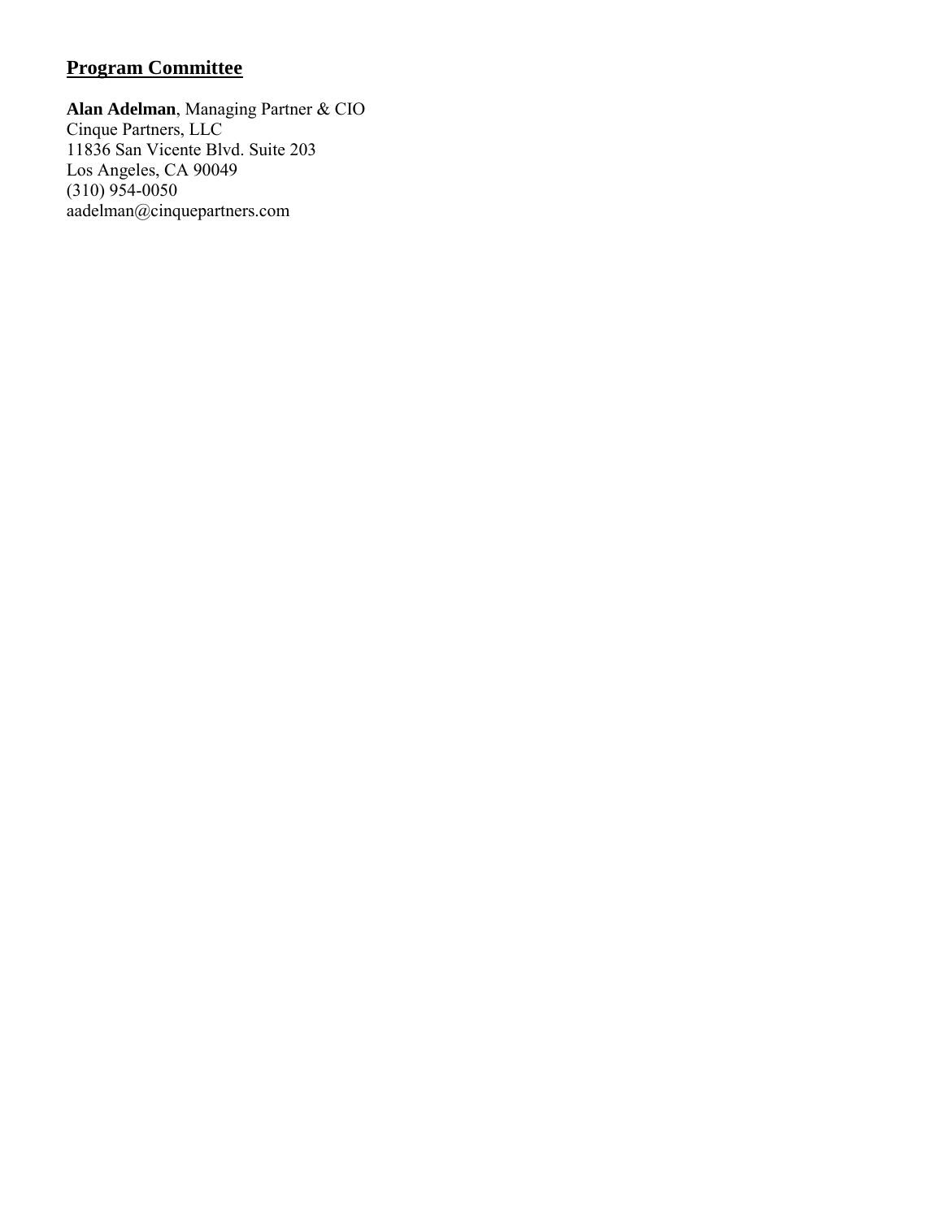## **Program Committee**

**Alan Adelman**, Managing Partner & CIO
Cinque Partners, LLC
11836 San Vicente Blvd. Suite 203
Los Angeles, CA 90049
(310) 954-0050
aadelman@cinquepartners.com